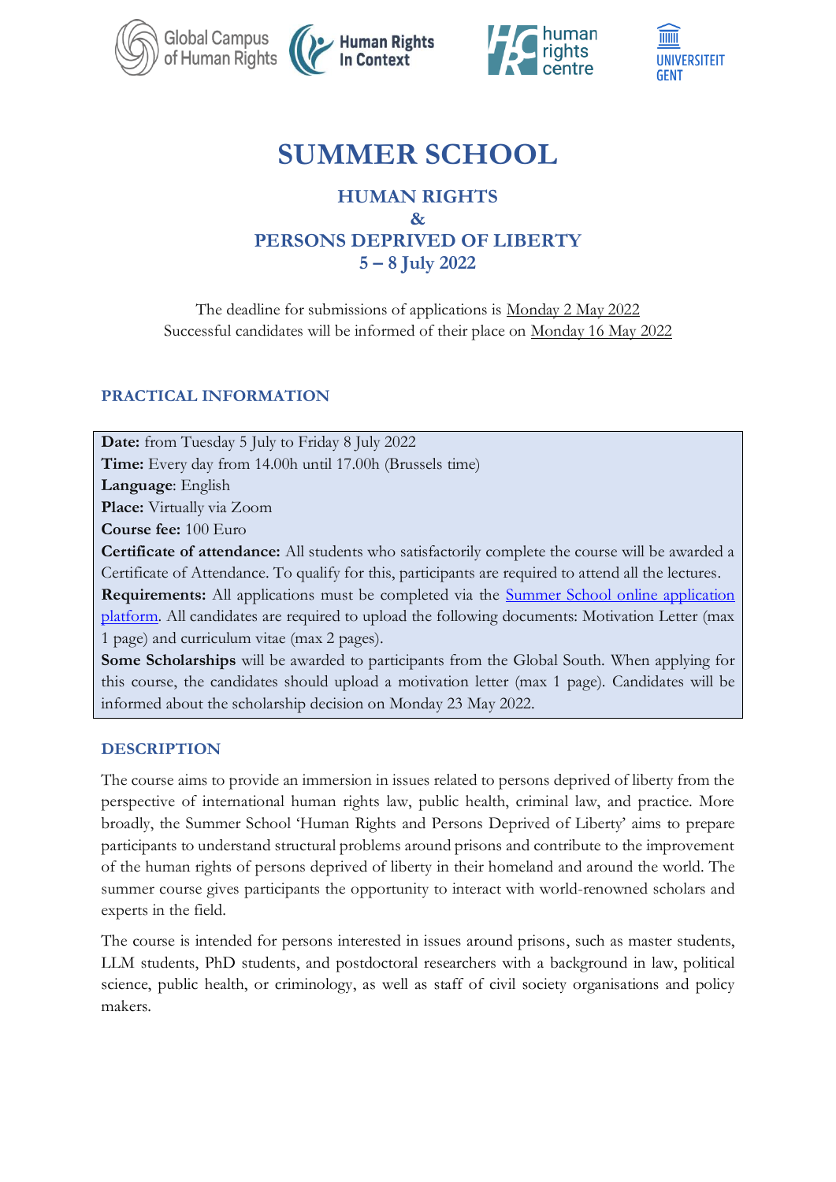# SUMMER SCHOOL

## HUMAN RIGHTS & PERSONS DEPRIVED OF LIBERTY

## 5 – 8 July 2022

The deadline for submissions of applications is Monday 2 May 2022
Successful candidates will be informed of their place on Monday 16 May 2022

### PRACTICAL INFORMATION

**Date:** from Tuesday 5 July to Friday 8 July 2022
**Time:** Every day from 14.00h until 17.00h (Brussels time)
**Language**: English
**Place:** Virtually via Zoom
**Course fee:** 100 Euro
**Certificate of attendance:** All students who satisfactorily complete the course will be awarded a Certificate of Attendance. To qualify for this, participants are required to attend all the lectures.
**Requirements:** All applications must be completed via the Summer School online application platform. All candidates are required to upload the following documents: Motivation Letter (max 1 page) and curriculum vitae (max 2 pages).
**Some Scholarships** will be awarded to participants from the Global South. When applying for this course, the candidates should upload a motivation letter (max 1 page). Candidates will be informed about the scholarship decision on Monday 23 May 2022.

### DESCRIPTION

The course aims to provide an immersion in issues related to persons deprived of liberty from the perspective of international human rights law, public health, criminal law, and practice. More broadly, the Summer School 'Human Rights and Persons Deprived of Liberty' aims to prepare participants to understand structural problems around prisons and contribute to the improvement of the human rights of persons deprived of liberty in their homeland and around the world. The summer course gives participants the opportunity to interact with world-renowned scholars and experts in the field.

The course is intended for persons interested in issues around prisons, such as master students, LLM students, PhD students, and postdoctoral researchers with a background in law, political science, public health, or criminology, as well as staff of civil society organisations and policy makers.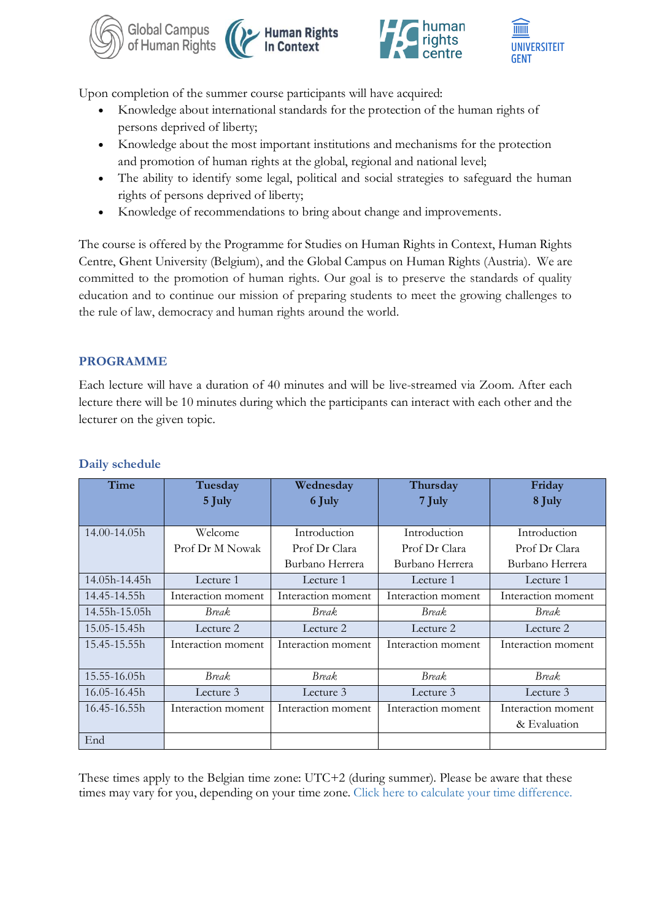Upon completion of the summer course participants will have acquired:

- Knowledge about international standards for the protection of the human rights of persons deprived of liberty;
- Knowledge about the most important institutions and mechanisms for the protection and promotion of human rights at the global, regional and national level;
- The ability to identify some legal, political and social strategies to safeguard the human rights of persons deprived of liberty;
- Knowledge of recommendations to bring about change and improvements.

The course is offered by the Programme for Studies on Human Rights in Context, Human Rights Centre, Ghent University (Belgium), and the Global Campus on Human Rights (Austria). We are committed to the promotion of human rights. Our goal is to preserve the standards of quality education and to continue our mission of preparing students to meet the growing challenges to the rule of law, democracy and human rights around the world.

## PROGRAMME

Each lecture will have a duration of 40 minutes and will be live-streamed via Zoom. After each lecture there will be 10 minutes during which the participants can interact with each other and the lecturer on the given topic.

### Daily schedule

| Time | Tuesday 5 July | Wednesday 6 July | Thursday 7 July | Friday 8 July |
|---|---|---|---|---|
| 14.00-14.05h | Welcome Prof Dr M Nowak | Introduction Prof Dr Clara Burbano Herrera | Introduction Prof Dr Clara Burbano Herrera | Introduction Prof Dr Clara Burbano Herrera |
| 14.05h-14.45h | Lecture 1 | Lecture 1 | Lecture 1 | Lecture 1 |
| 14.45-14.55h | Interaction moment | Interaction moment | Interaction moment | Interaction moment |
| 14.55h-15.05h | *Break* | *Break* | *Break* | *Break* |
| 15.05-15.45h | Lecture 2 | Lecture 2 | Lecture 2 | Lecture 2 |
| 15.45-15.55h | Interaction moment | Interaction moment | Interaction moment | Interaction moment |
| 15.55-16.05h | *Break* | *Break* | *Break* | *Break* |
| 16.05-16.45h | Lecture 3 | Lecture 3 | Lecture 3 | Lecture 3 |
| 16.45-16.55h | Interaction moment | Interaction moment | Interaction moment | Interaction moment & Evaluation |
| End | | | | |

These times apply to the Belgian time zone: UTC+2 (during summer). Please be aware that these times may vary for you, depending on your time zone. Click here to calculate your time difference.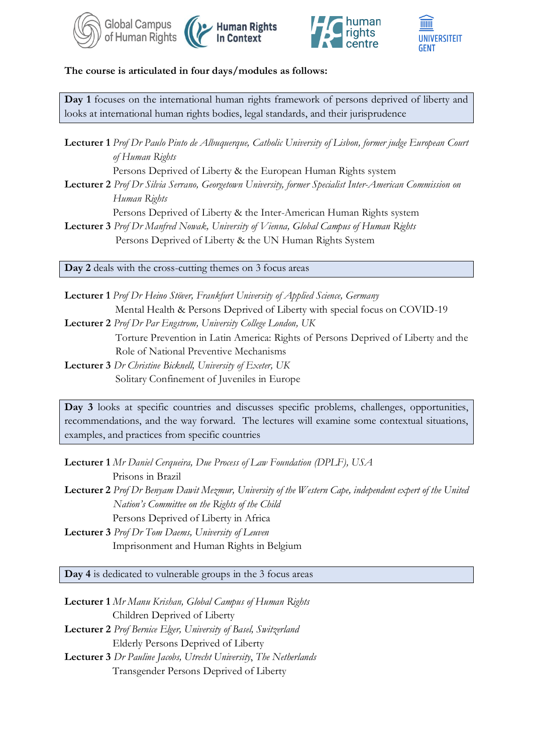**The course is articulated in four days/modules as follows:**

**Day 1** focuses on the international human rights framework of persons deprived of liberty and looks at international human rights bodies, legal standards, and their jurisprudence

**Lecturer 1** *Prof Dr Paulo Pinto de Albuquerque, Catholic University of Lisbon, former judge European Court of Human Rights*
Persons Deprived of Liberty & the European Human Rights system

**Lecturer 2** *Prof Dr Silvia Serrano, Georgetown University, former Specialist Inter-American Commission on Human Rights*
Persons Deprived of Liberty & the Inter-American Human Rights system

**Lecturer 3** *Prof Dr Manfred Nowak, University of Vienna, Global Campus of Human Rights*
Persons Deprived of Liberty & the UN Human Rights System

**Day 2** deals with the cross-cutting themes on 3 focus areas

**Lecturer 1** *Prof Dr Heino Stöver, Frankfurt University of Applied Science, Germany*
Mental Health & Persons Deprived of Liberty with special focus on COVID-19

**Lecturer 2** *Prof Dr Par Engstrom, University College London, UK*
Torture Prevention in Latin America: Rights of Persons Deprived of Liberty and the Role of National Preventive Mechanisms

**Lecturer 3** *Dr Christine Bicknell, University of Exeter, UK*
Solitary Confinement of Juveniles in Europe

**Day 3** looks at specific countries and discusses specific problems, challenges, opportunities, recommendations, and the way forward. The lectures will examine some contextual situations, examples, and practices from specific countries

**Lecturer 1** *Mr Daniel Cerqueira, Due Process of Law Foundation (DPLF), USA*
Prisons in Brazil

**Lecturer 2** *Prof Dr Benyam Dawit Mezmur, University of the Western Cape, independent expert of the United Nation's Committee on the Rights of the Child*
Persons Deprived of Liberty in Africa

**Lecturer 3** *Prof Dr Tom Daems, University of Leuven*
Imprisonment and Human Rights in Belgium

**Day 4** is dedicated to vulnerable groups in the 3 focus areas

**Lecturer 1** *Mr Manu Krishan, Global Campus of Human Rights*
Children Deprived of Liberty

**Lecturer 2** *Prof Bernice Elger, University of Basel, Switzerland*
Elderly Persons Deprived of Liberty

**Lecturer 3** *Dr Pauline Jacobs, Utrecht University, The Netherlands*
Transgender Persons Deprived of Liberty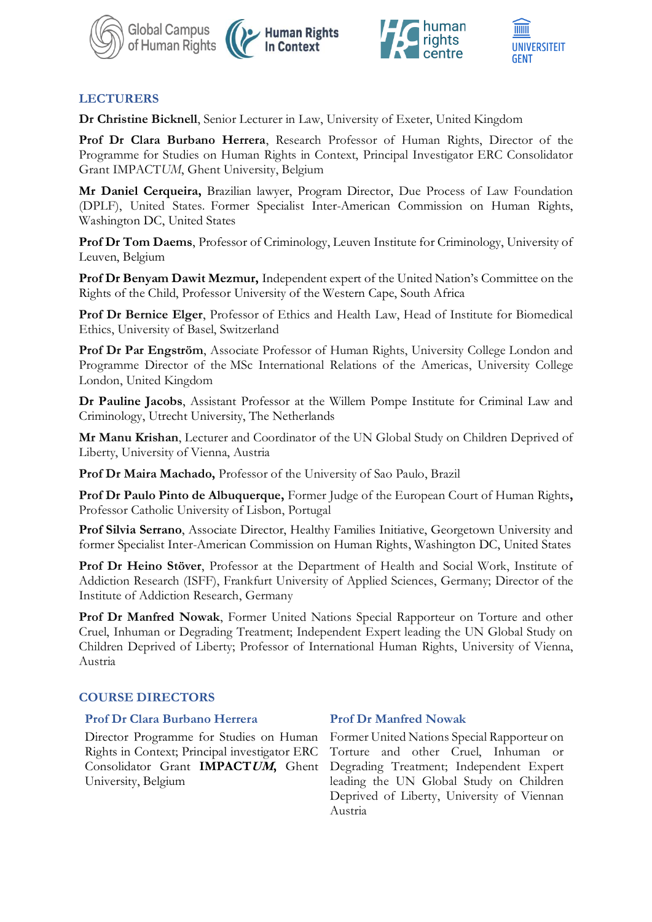## LECTURERS

**Dr Christine Bicknell**, Senior Lecturer in Law, University of Exeter, United Kingdom

**Prof Dr Clara Burbano Herrera**, Research Professor of Human Rights, Director of the Programme for Studies on Human Rights in Context, Principal Investigator ERC Consolidator Grant IMPACT*UM*, Ghent University, Belgium

**Mr Daniel Cerqueira,** Brazilian lawyer, Program Director, Due Process of Law Foundation (DPLF), United States. Former Specialist Inter-American Commission on Human Rights, Washington DC, United States

**Prof Dr Tom Daems**, Professor of Criminology, Leuven Institute for Criminology, University of Leuven, Belgium

**Prof Dr Benyam Dawit Mezmur,** Independent expert of the United Nation's Committee on the Rights of the Child, Professor University of the Western Cape, South Africa

**Prof Dr Bernice Elger**, Professor of Ethics and Health Law, Head of Institute for Biomedical Ethics, University of Basel, Switzerland

**Prof Dr Par Engström**, Associate Professor of Human Rights, University College London and Programme Director of the MSc International Relations of the Americas, University College London, United Kingdom

**Dr Pauline Jacobs**, Assistant Professor at the Willem Pompe Institute for Criminal Law and Criminology, Utrecht University, The Netherlands

**Mr Manu Krishan**, Lecturer and Coordinator of the UN Global Study on Children Deprived of Liberty, University of Vienna, Austria

**Prof Dr Maira Machado,** Professor of the University of Sao Paulo, Brazil

**Prof Dr Paulo Pinto de Albuquerque,** Former Judge of the European Court of Human Rights**,** Professor Catholic University of Lisbon, Portugal

**Prof Silvia Serrano**, Associate Director, Healthy Families Initiative, Georgetown University and former Specialist Inter-American Commission on Human Rights, Washington DC, United States

**Prof Dr Heino Stöver**, Professor at the Department of Health and Social Work, Institute of Addiction Research (ISFF), Frankfurt University of Applied Sciences, Germany; Director of the Institute of Addiction Research, Germany

**Prof Dr Manfred Nowak**, Former United Nations Special Rapporteur on Torture and other Cruel, Inhuman or Degrading Treatment; Independent Expert leading the UN Global Study on Children Deprived of Liberty; Professor of International Human Rights, University of Vienna, Austria

## COURSE DIRECTORS

### Prof Dr Clara Burbano Herrera

Director Programme for Studies on Human Rights in Context; Principal investigator ERC Consolidator Grant **IMPACT*UM*,** Ghent University, Belgium

### Prof Dr Manfred Nowak

Former United Nations Special Rapporteur on Torture and other Cruel, Inhuman or Degrading Treatment; Independent Expert leading the UN Global Study on Children Deprived of Liberty, University of Viennan Austria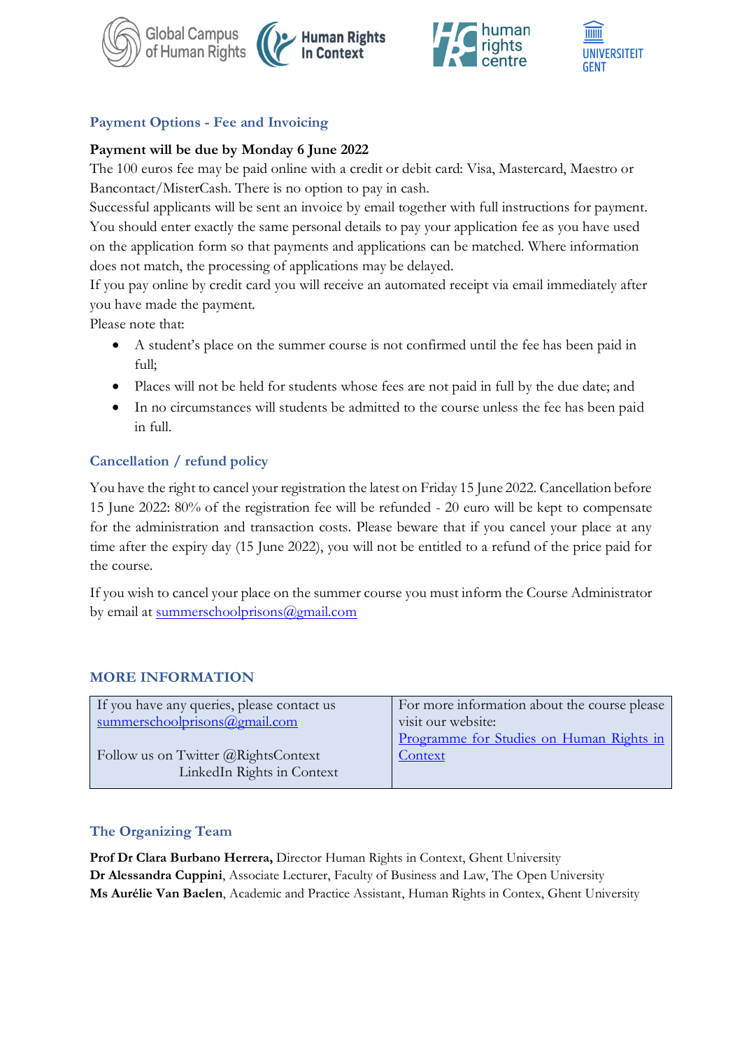## Payment Options - Fee and Invoicing

**Payment will be due by Monday 6 June 2022**

The 100 euros fee may be paid online with a credit or debit card: Visa, Mastercard, Maestro or Bancontact/MisterCash. There is no option to pay in cash.

Successful applicants will be sent an invoice by email together with full instructions for payment. You should enter exactly the same personal details to pay your application fee as you have used on the application form so that payments and applications can be matched. Where information does not match, the processing of applications may be delayed.

If you pay online by credit card you will receive an automated receipt via email immediately after you have made the payment.

Please note that:

- A student's place on the summer course is not confirmed until the fee has been paid in full;
- Places will not be held for students whose fees are not paid in full by the due date; and
- In no circumstances will students be admitted to the course unless the fee has been paid in full.

## Cancellation / refund policy

You have the right to cancel your registration the latest on Friday 15 June 2022. Cancellation before 15 June 2022: 80% of the registration fee will be refunded - 20 euro will be kept to compensate for the administration and transaction costs. Please beware that if you cancel your place at any time after the expiry day (15 June 2022), you will not be entitled to a refund of the price paid for the course.

If you wish to cancel your place on the summer course you must inform the Course Administrator by email at summerschoolprisons@gmail.com

## MORE INFORMATION

| | |
|---|---|
| If you have any queries, please contact us summerschoolprisons@gmail.com<br><br>Follow us on Twitter @RightsContext<br>LinkedIn Rights in Context | For more information about the course please visit our website:<br>Programme for Studies on Human Rights in Context |

## The Organizing Team

**Prof Dr Clara Burbano Herrera,** Director Human Rights in Context, Ghent University
**Dr Alessandra Cuppini**, Associate Lecturer, Faculty of Business and Law, The Open University
**Ms Aurélie Van Baelen**, Academic and Practice Assistant, Human Rights in Contex, Ghent University